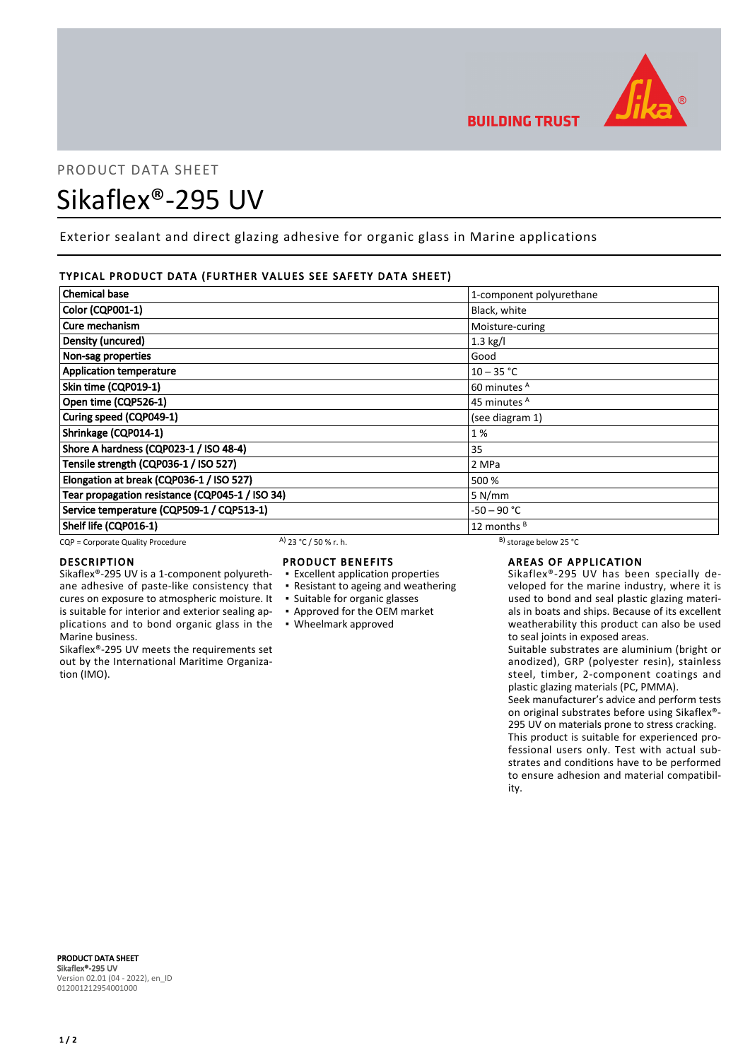BUILDING TRUST

PRODUCT DATA SHEET

# Sikaflex®-295 UV

Exterior sealant and direct glazing adhesive for organic glass in Marine applications

## TYPICAL PRODUCT DATA (FURTHER VALUES SEE SAFETY DATA SHEET)

| Property | Value |
|---|---|
| **Chemical base** | 1-component polyurethane |
| **Color (CQP001-1)** | Black, white |
| **Cure mechanism** | Moisture-curing |
| **Density (uncured)** | 1.3 kg/l |
| **Non-sag properties** | Good |
| **Application temperature** | 10 – 35 °C |
| **Skin time (CQP019-1)** | 60 minutes [A] |
| **Open time (CQP526-1)** | 45 minutes [A] |
| **Curing speed (CQP049-1)** | (see diagram 1) |
| **Shrinkage (CQP014-1)** | 1 % |
| **Shore A hardness (CQP023-1 / ISO 48-4)** | 35 |
| **Tensile strength (CQP036-1 / ISO 527)** | 2 MPa |
| **Elongation at break (CQP036-1 / ISO 527)** | 500 % |
| **Tear propagation resistance (CQP045-1 / ISO 34)** | 5 N/mm |
| **Service temperature (CQP509-1 / CQP513-1)** | -50 – 90 °C |
| **Shelf life (CQP016-1)** | 12 months [B] |

CQP = Corporate Quality Procedure  [A] 23 °C / 50 % r. h.  [B] storage below 25 °C

## DESCRIPTION

Sikaflex®-295 UV is a 1-component polyurethane adhesive of paste-like consistency that cures on exposure to atmospheric moisture. It is suitable for interior and exterior sealing applications and to bond organic glass in the Marine business.

Sikaflex®-295 UV meets the requirements set out by the International Maritime Organization (IMO).

## PRODUCT BENEFITS

- Excellent application properties
- Resistant to ageing and weathering
- Suitable for organic glasses
- Approved for the OEM market
- Wheelmark approved

## AREAS OF APPLICATION

Sikaflex®-295 UV has been specially developed for the marine industry, where it is used to bond and seal plastic glazing materials in boats and ships. Because of its excellent weatherability this product can also be used to seal joints in exposed areas.

Suitable substrates are aluminium (bright or anodized), GRP (polyester resin), stainless steel, timber, 2-component coatings and plastic glazing materials (PC, PMMA).

Seek manufacturer's advice and perform tests on original substrates before using Sikaflex®-295 UV on materials prone to stress cracking.

This product is suitable for experienced professional users only. Test with actual substrates and conditions have to be performed to ensure adhesion and material compatibility.

**PRODUCT DATA SHEET**
**Sikaflex®-295 UV**
Version 02.01 (04 - 2022), en_ID
012001212954001000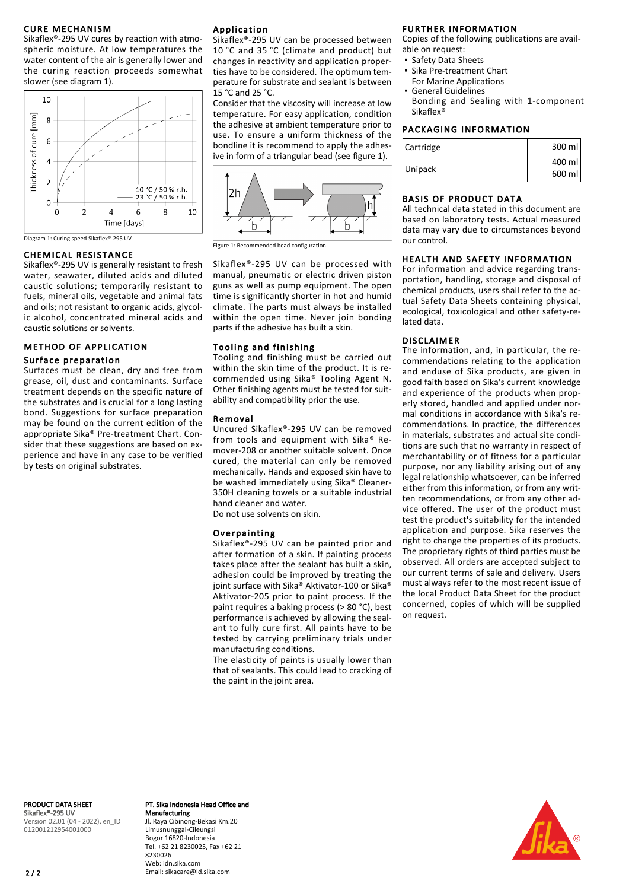## CURE MECHANISM

Sikaflex®-295 UV cures by reaction with atmospheric moisture. At low temperatures the water content of the air is generally lower and the curing reaction proceeds somewhat slower (see diagram 1).

Thickness of cure [mm]
10
8
6
4
2
0
0 2 4 6 8 10
Time [days]
10 °C / 50 % r.h.
23 °C / 50 % r.h.

Diagram 1: Curing speed Sikaflex®-295 UV

## CHEMICAL RESISTANCE

Sikaflex®-295 UV is generally resistant to fresh water, seawater, diluted acids and diluted caustic solutions; temporarily resistant to fuels, mineral oils, vegetable and animal fats and oils; not resistant to organic acids, glycolic alcohol, concentrated mineral acids and caustic solutions or solvents.

## METHOD OF APPLICATION

### Surface preparation

Surfaces must be clean, dry and free from grease, oil, dust and contaminants. Surface treatment depends on the specific nature of the substrates and is crucial for a long lasting bond. Suggestions for surface preparation may be found on the current edition of the appropriate Sika® Pre-treatment Chart. Consider that these suggestions are based on experience and have in any case to be verified by tests on original substrates.

### Application

Sikaflex®-295 UV can be processed between 10 °C and 35 °C (climate and product) but changes in reactivity and application properties have to be considered. The optimum temperature for substrate and sealant is between 15 °C and 25 °C.

Consider that the viscosity will increase at low temperature. For easy application, condition the adhesive at ambient temperature prior to use. To ensure a uniform thickness of the bondline it is recommend to apply the adhesive in form of a triangular bead (see figure 1).

2h
b
h
b

Figure 1: Recommended bead configuration

Sikaflex®-295 UV can be processed with manual, pneumatic or electric driven piston guns as well as pump equipment. The open time is significantly shorter in hot and humid climate. The parts must always be installed within the open time. Never join bonding parts if the adhesive has built a skin.

### Tooling and finishing

Tooling and finishing must be carried out within the skin time of the product. It is recommended using Sika® Tooling Agent N. Other finishing agents must be tested for suitability and compatibility prior the use.

### Removal

Uncured Sikaflex®-295 UV can be removed from tools and equipment with Sika® Remover-208 or another suitable solvent. Once cured, the material can only be removed mechanically. Hands and exposed skin have to be washed immediately using Sika® Cleaner-350H cleaning towels or a suitable industrial hand cleaner and water.

Do not use solvents on skin.

### Overpainting

Sikaflex®-295 UV can be painted prior and after formation of a skin. If painting process takes place after the sealant has built a skin, adhesion could be improved by treating the joint surface with Sika® Aktivator-100 or Sika® Aktivator-205 prior to paint process. If the paint requires a baking process (> 80 °C), best performance is achieved by allowing the sealant to fully cure first. All paints have to be tested by carrying preliminary trials under manufacturing conditions.

The elasticity of paints is usually lower than that of sealants. This could lead to cracking of the paint in the joint area.

## FURTHER INFORMATION

Copies of the following publications are available on request:

- Safety Data Sheets
- Sika Pre-treatment Chart For Marine Applications
- General Guidelines Bonding and Sealing with 1-component Sikaflex®

## PACKAGING INFORMATION

| | |
|---|---|
| Cartridge | 300 ml |
| Unipack | 400 ml<br>600 ml |

## BASIS OF PRODUCT DATA

All technical data stated in this document are based on laboratory tests. Actual measured data may vary due to circumstances beyond our control.

## HEALTH AND SAFETY INFORMATION

For information and advice regarding transportation, handling, storage and disposal of chemical products, users shall refer to the actual Safety Data Sheets containing physical, ecological, toxicological and other safety-related data.

## DISCLAIMER

The information, and, in particular, the recommendations relating to the application and enduse of Sika products, are given in good faith based on Sika's current knowledge and experience of the products when properly stored, handled and applied under normal conditions in accordance with Sika's recommendations. In practice, the differences in materials, substrates and actual site conditions are such that no warranty in respect of merchantability or of fitness for a particular purpose, nor any liability arising out of any legal relationship whatsoever, can be inferred either from this information, or from any written recommendations, or from any other advice offered. The user of the product must test the product's suitability for the intended application and purpose. Sika reserves the right to change the properties of its products. The proprietary rights of third parties must be observed. All orders are accepted subject to our current terms of sale and delivery. Users must always refer to the most recent issue of the local Product Data Sheet for the product concerned, copies of which will be supplied on request.

**PRODUCT DATA SHEET**
**Sikaflex®-295 UV**
Version 02.01 (04 - 2022), en_ID
012001212954001000

**PT. Sika Indonesia Head Office and Manufacturing**
Jl. Raya Cibinong-Bekasi Km.20
Limusnunggal-Cileungsi
Bogor 16820-Indonesia
Tel. +62 21 8230025, Fax +62 21 8230026
Web: idn.sika.com
Email: sikacare@id.sika.com